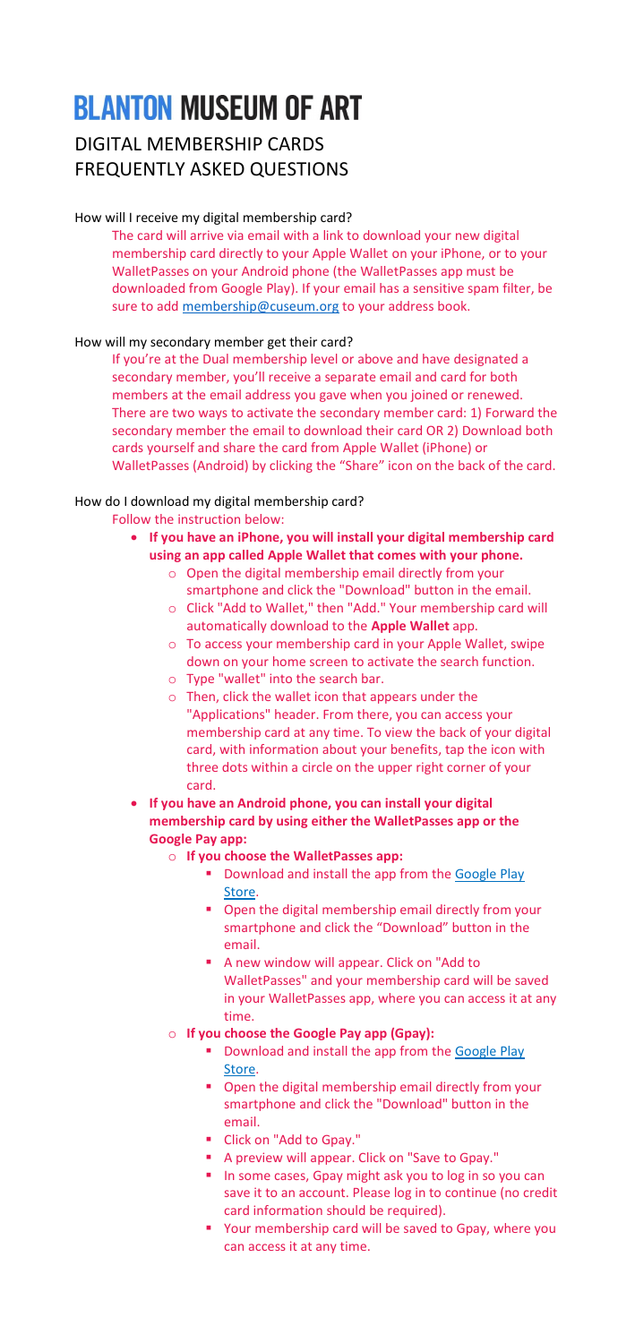# BLANTON MUSEUM OF ART

## DIGITAL MEMBERSHIP CARDS FREQUENTLY ASKED QUESTIONS

How will I receive my digital membership card?

The card will arrive via email with a link to download your new digital membership card directly to your Apple Wallet on your iPhone, or to your WalletPasses on your Android phone (the WalletPasses app must be downloaded from Google Play). If your email has a sensitive spam filter, be sure to add [membership@cuseum.org](mailto:membership@cuseum.org) to your address book.

How will my secondary member get their card?

If you're at the Dual membership level or above and have designated a secondary member, you'll receive a separate email and card for both members at the email address you gave when you joined or renewed. There are two ways to activate the secondary member card: 1) Forward the secondary member the email to download their card OR 2) Download both cards yourself and share the card from Apple Wallet (iPhone) or WalletPasses (Android) by clicking the "Share" icon on the back of the card.

How do I download my digital membership card?

Follow the instruction below:

- **If you have an iPhone, you will install your digital membership card using an app called Apple Wallet that comes with your phone.**
  - Open the digital membership email directly from your smartphone and click the "Download" button in the email.
  - Click "Add to Wallet," then "Add." Your membership card will automatically download to the **Apple Wallet** app.
  - To access your membership card in your Apple Wallet, swipe down on your home screen to activate the search function.
  - Type "wallet" into the search bar.
  - Then, click the wallet icon that appears under the "Applications" header. From there, you can access your membership card at any time. To view the back of your digital card, with information about your benefits, tap the icon with three dots within a circle on the upper right corner of your card.
- **If you have an Android phone, you can install your digital membership card by using either the WalletPasses app or the Google Pay app:**
  - **If you choose the WalletPasses app:**
    - Download and install the app from the Google Play Store.
    - Open the digital membership email directly from your smartphone and click the "Download" button in the email.
    - A new window will appear. Click on "Add to WalletPasses" and your membership card will be saved in your WalletPasses app, where you can access it at any time.
  - **If you choose the Google Pay app (Gpay):**
    - Download and install the app from the Google Play Store.
    - Open the digital membership email directly from your smartphone and click the "Download" button in the email.
    - Click on "Add to Gpay."
    - A preview will appear. Click on "Save to Gpay."
    - In some cases, Gpay might ask you to log in so you can save it to an account. Please log in to continue (no credit card information should be required).
    - Your membership card will be saved to Gpay, where you can access it at any time.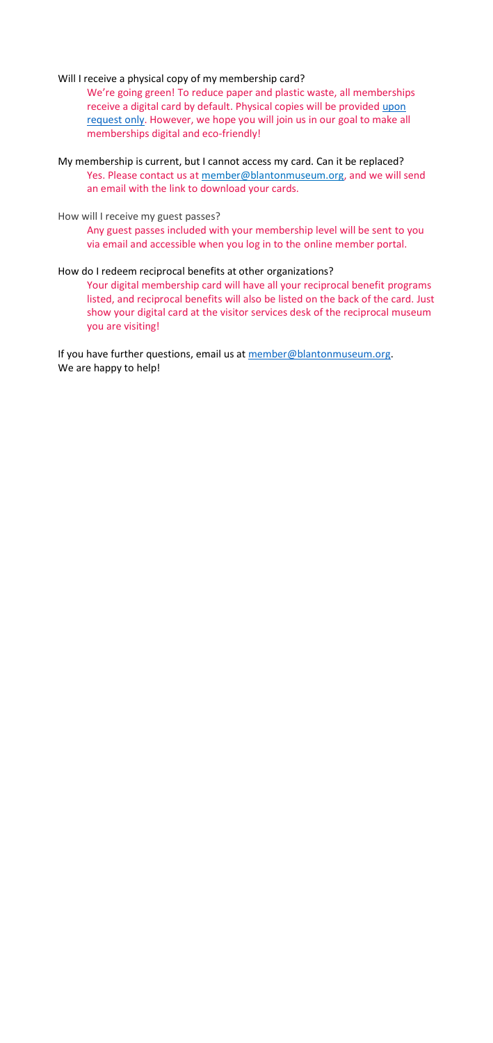Will I receive a physical copy of my membership card?

We're going green! To reduce paper and plastic waste, all memberships receive a digital card by default. Physical copies will be provided upon request only. However, we hope you will join us in our goal to make all memberships digital and eco-friendly!

My membership is current, but I cannot access my card. Can it be replaced?

Yes. Please contact us at member@blantonmuseum.org, and we will send an email with the link to download your cards.

How will I receive my guest passes?

Any guest passes included with your membership level will be sent to you via email and accessible when you log in to the online member portal.

How do I redeem reciprocal benefits at other organizations?

Your digital membership card will have all your reciprocal benefit programs listed, and reciprocal benefits will also be listed on the back of the card. Just show your digital card at the visitor services desk of the reciprocal museum you are visiting!

If you have further questions, email us at member@blantonmuseum.org.
We are happy to help!